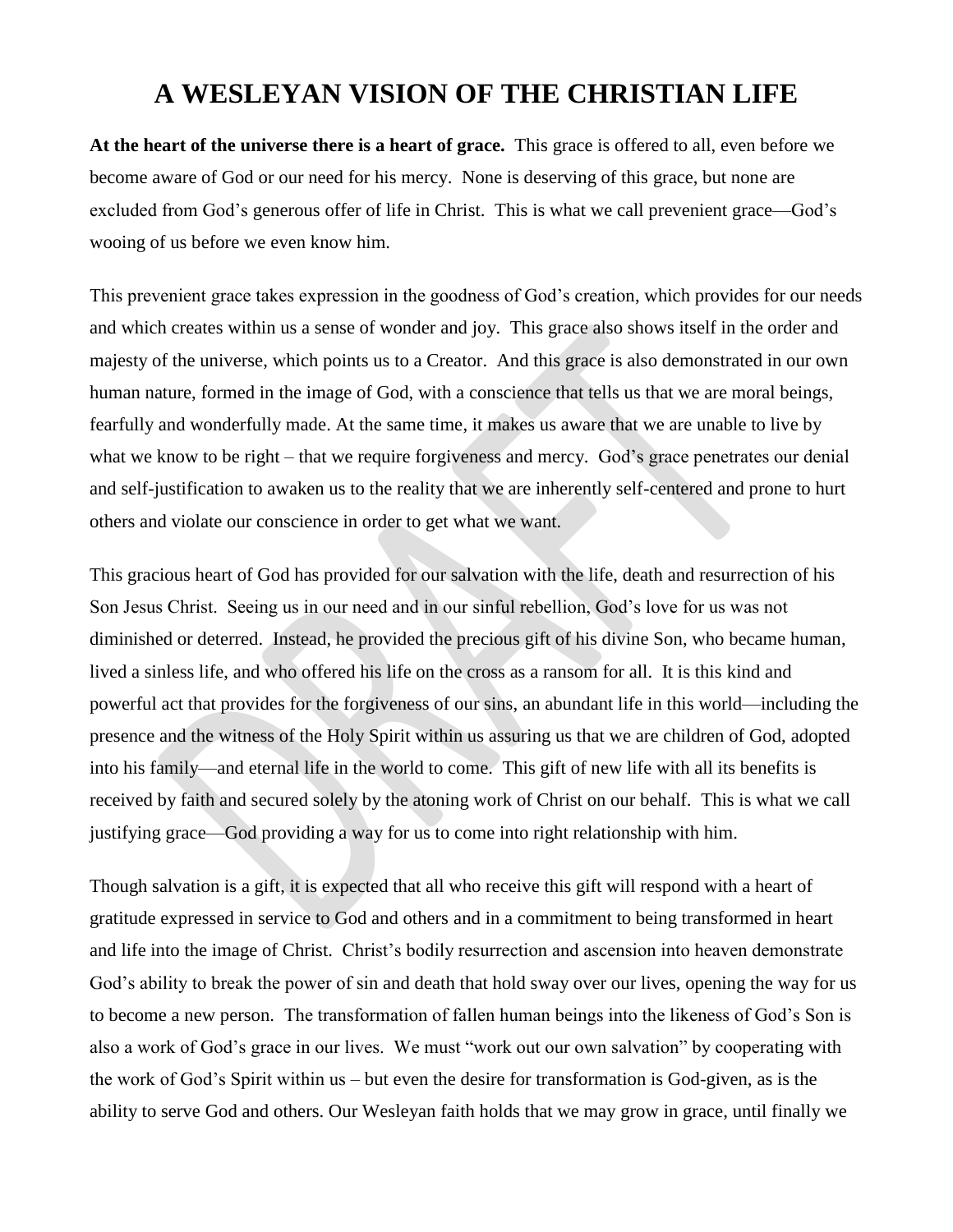# A WESLEYAN VISION OF THE CHRISTIAN LIFE

**At the heart of the universe there is a heart of grace.** This grace is offered to all, even before we become aware of God or our need for his mercy. None is deserving of this grace, but none are excluded from God's generous offer of life in Christ. This is what we call prevenient grace—God's wooing of us before we even know him.

This prevenient grace takes expression in the goodness of God's creation, which provides for our needs and which creates within us a sense of wonder and joy. This grace also shows itself in the order and majesty of the universe, which points us to a Creator. And this grace is also demonstrated in our own human nature, formed in the image of God, with a conscience that tells us that we are moral beings, fearfully and wonderfully made. At the same time, it makes us aware that we are unable to live by what we know to be right – that we require forgiveness and mercy. God's grace penetrates our denial and self-justification to awaken us to the reality that we are inherently self-centered and prone to hurt others and violate our conscience in order to get what we want.

This gracious heart of God has provided for our salvation with the life, death and resurrection of his Son Jesus Christ. Seeing us in our need and in our sinful rebellion, God's love for us was not diminished or deterred. Instead, he provided the precious gift of his divine Son, who became human, lived a sinless life, and who offered his life on the cross as a ransom for all. It is this kind and powerful act that provides for the forgiveness of our sins, an abundant life in this world—including the presence and the witness of the Holy Spirit within us assuring us that we are children of God, adopted into his family—and eternal life in the world to come. This gift of new life with all its benefits is received by faith and secured solely by the atoning work of Christ on our behalf. This is what we call justifying grace—God providing a way for us to come into right relationship with him.

Though salvation is a gift, it is expected that all who receive this gift will respond with a heart of gratitude expressed in service to God and others and in a commitment to being transformed in heart and life into the image of Christ. Christ's bodily resurrection and ascension into heaven demonstrate God's ability to break the power of sin and death that hold sway over our lives, opening the way for us to become a new person. The transformation of fallen human beings into the likeness of God's Son is also a work of God's grace in our lives. We must "work out our own salvation" by cooperating with the work of God's Spirit within us – but even the desire for transformation is God-given, as is the ability to serve God and others. Our Wesleyan faith holds that we may grow in grace, until finally we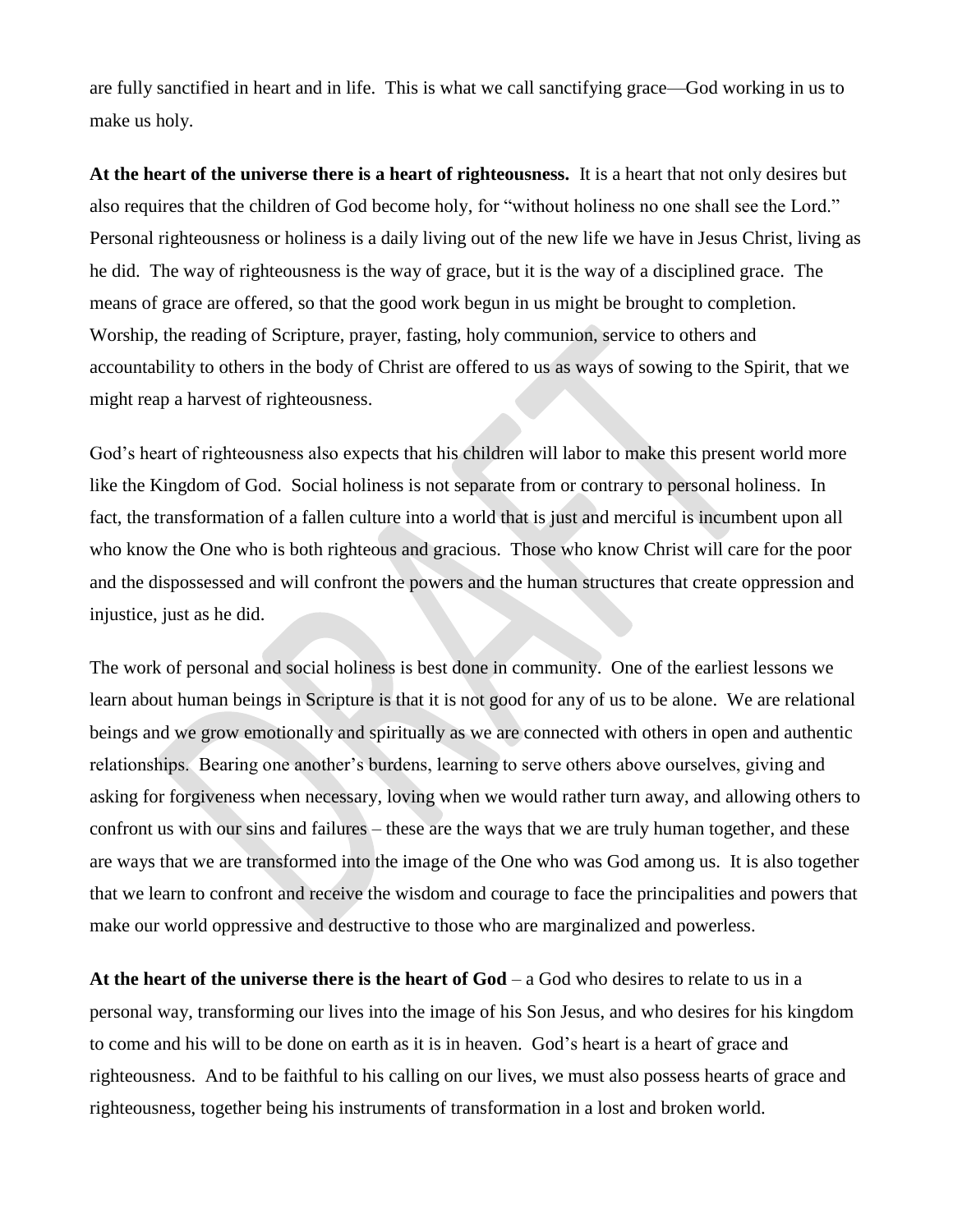are fully sanctified in heart and in life. This is what we call sanctifying grace—God working in us to make us holy.

**At the heart of the universe there is a heart of righteousness.** It is a heart that not only desires but also requires that the children of God become holy, for "without holiness no one shall see the Lord." Personal righteousness or holiness is a daily living out of the new life we have in Jesus Christ, living as he did. The way of righteousness is the way of grace, but it is the way of a disciplined grace. The means of grace are offered, so that the good work begun in us might be brought to completion. Worship, the reading of Scripture, prayer, fasting, holy communion, service to others and accountability to others in the body of Christ are offered to us as ways of sowing to the Spirit, that we might reap a harvest of righteousness.

God's heart of righteousness also expects that his children will labor to make this present world more like the Kingdom of God. Social holiness is not separate from or contrary to personal holiness. In fact, the transformation of a fallen culture into a world that is just and merciful is incumbent upon all who know the One who is both righteous and gracious. Those who know Christ will care for the poor and the dispossessed and will confront the powers and the human structures that create oppression and injustice, just as he did.

The work of personal and social holiness is best done in community. One of the earliest lessons we learn about human beings in Scripture is that it is not good for any of us to be alone. We are relational beings and we grow emotionally and spiritually as we are connected with others in open and authentic relationships. Bearing one another's burdens, learning to serve others above ourselves, giving and asking for forgiveness when necessary, loving when we would rather turn away, and allowing others to confront us with our sins and failures – these are the ways that we are truly human together, and these are ways that we are transformed into the image of the One who was God among us. It is also together that we learn to confront and receive the wisdom and courage to face the principalities and powers that make our world oppressive and destructive to those who are marginalized and powerless.

**At the heart of the universe there is the heart of God** – a God who desires to relate to us in a personal way, transforming our lives into the image of his Son Jesus, and who desires for his kingdom to come and his will to be done on earth as it is in heaven. God's heart is a heart of grace and righteousness. And to be faithful to his calling on our lives, we must also possess hearts of grace and righteousness, together being his instruments of transformation in a lost and broken world.